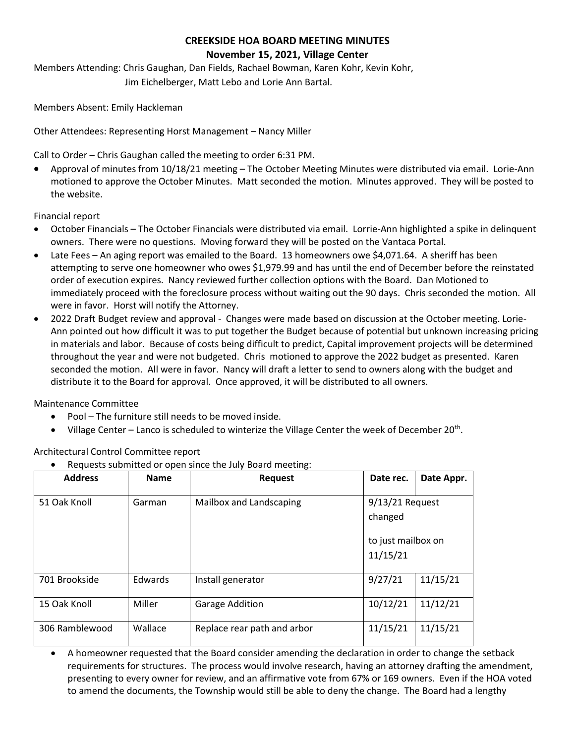# CREEKSIDE HOA BOARD MEETING MINUTES

## November 15, 2021, Village Center

Members Attending: Chris Gaughan, Dan Fields, Rachael Bowman, Karen Kohr, Kevin Kohr, Jim Eichelberger, Matt Lebo and Lorie Ann Bartal.

Members Absent: Emily Hackleman

Other Attendees: Representing Horst Management – Nancy Miller

Call to Order – Chris Gaughan called the meeting to order 6:31 PM.

- Approval of minutes from 10/18/21 meeting – The October Meeting Minutes were distributed via email. Lorie-Ann motioned to approve the October Minutes. Matt seconded the motion. Minutes approved. They will be posted to the website.

Financial report

- October Financials – The October Financials were distributed via email. Lorrie-Ann highlighted a spike in delinquent owners. There were no questions. Moving forward they will be posted on the Vantaca Portal.
- Late Fees – An aging report was emailed to the Board. 13 homeowners owe $4,071.64. A sheriff has been attempting to serve one homeowner who owes $1,979.99 and has until the end of December before the reinstated order of execution expires. Nancy reviewed further collection options with the Board. Dan Motioned to immediately proceed with the foreclosure process without waiting out the 90 days. Chris seconded the motion. All were in favor. Horst will notify the Attorney.
- 2022 Draft Budget review and approval - Changes were made based on discussion at the October meeting. Lorie-Ann pointed out how difficult it was to put together the Budget because of potential but unknown increasing pricing in materials and labor. Because of costs being difficult to predict, Capital improvement projects will be determined throughout the year and were not budgeted. Chris motioned to approve the 2022 budget as presented. Karen seconded the motion. All were in favor. Nancy will draft a letter to send to owners along with the budget and distribute it to the Board for approval. Once approved, it will be distributed to all owners.

Maintenance Committee

- Pool – The furniture still needs to be moved inside.
- Village Center – Lanco is scheduled to winterize the Village Center the week of December 20th.

Architectural Control Committee report

- Requests submitted or open since the July Board meeting:

| Address | Name | Request | Date rec. | Date Appr. |
|---|---|---|---|---|
| 51 Oak Knoll | Garman | Mailbox and Landscaping | 9/13/21 Request changed to just mailbox on 11/15/21 | |
| 701 Brookside | Edwards | Install generator | 9/27/21 | 11/15/21 |
| 15 Oak Knoll | Miller | Garage Addition | 10/12/21 | 11/12/21 |
| 306 Ramblewood | Wallace | Replace rear path and arbor | 11/15/21 | 11/15/21 |

- A homeowner requested that the Board consider amending the declaration in order to change the setback requirements for structures. The process would involve research, having an attorney drafting the amendment, presenting to every owner for review, and an affirmative vote from 67% or 169 owners. Even if the HOA voted to amend the documents, the Township would still be able to deny the change. The Board had a lengthy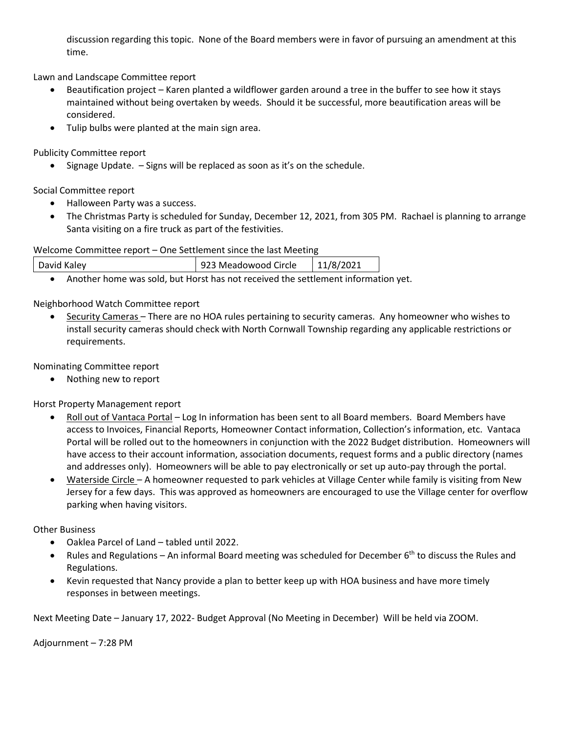discussion regarding this topic. None of the Board members were in favor of pursuing an amendment at this time.

Lawn and Landscape Committee report

- Beautification project – Karen planted a wildflower garden around a tree in the buffer to see how it stays maintained without being overtaken by weeds. Should it be successful, more beautification areas will be considered.
- Tulip bulbs were planted at the main sign area.

Publicity Committee report

- Signage Update. – Signs will be replaced as soon as it's on the schedule.

Social Committee report

- Halloween Party was a success.
- The Christmas Party is scheduled for Sunday, December 12, 2021, from 305 PM. Rachael is planning to arrange Santa visiting on a fire truck as part of the festivities.

Welcome Committee report – One Settlement since the last Meeting

| | | |
|---|---|---|
| David Kaley | 923 Meadowood Circle | 11/8/2021 |

- Another home was sold, but Horst has not received the settlement information yet.

Neighborhood Watch Committee report

- Security Cameras – There are no HOA rules pertaining to security cameras. Any homeowner who wishes to install security cameras should check with North Cornwall Township regarding any applicable restrictions or requirements.

Nominating Committee report

- Nothing new to report

Horst Property Management report

- Roll out of Vantaca Portal – Log In information has been sent to all Board members. Board Members have access to Invoices, Financial Reports, Homeowner Contact information, Collection's information, etc. Vantaca Portal will be rolled out to the homeowners in conjunction with the 2022 Budget distribution. Homeowners will have access to their account information, association documents, request forms and a public directory (names and addresses only). Homeowners will be able to pay electronically or set up auto-pay through the portal.
- Waterside Circle – A homeowner requested to park vehicles at Village Center while family is visiting from New Jersey for a few days. This was approved as homeowners are encouraged to use the Village center for overflow parking when having visitors.

Other Business

- Oaklea Parcel of Land – tabled until 2022.
- Rules and Regulations – An informal Board meeting was scheduled for December 6th to discuss the Rules and Regulations.
- Kevin requested that Nancy provide a plan to better keep up with HOA business and have more timely responses in between meetings.

Next Meeting Date – January 17, 2022- Budget Approval (No Meeting in December) Will be held via ZOOM.

Adjournment – 7:28 PM